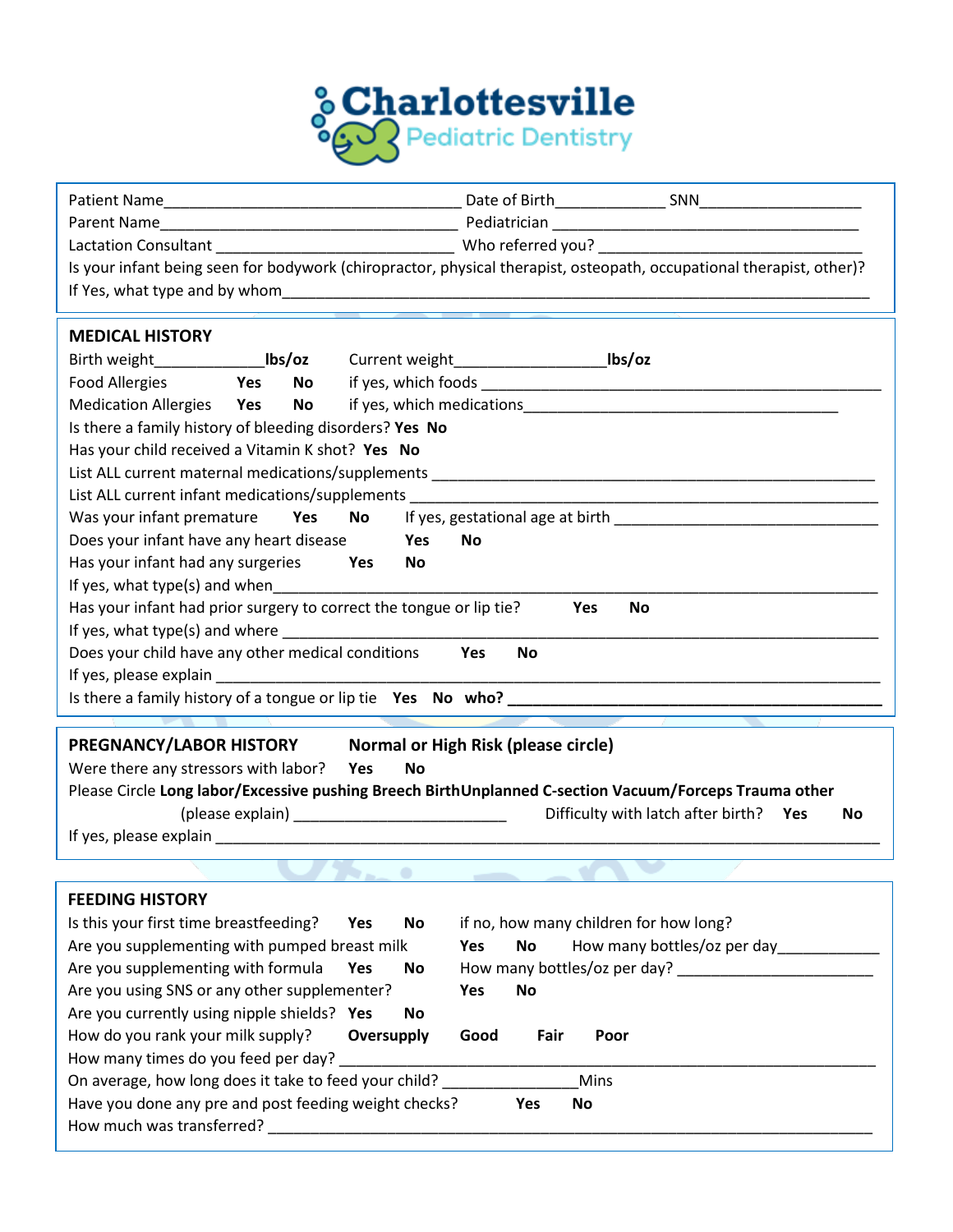# Charlottesville Pediatric Dentistry

Patient Name____________________________________ Date of Birth_____________ SNN___________________

Parent Name____________________________________ Pediatrician ______________________________________

Lactation Consultant ____________________________ Who referred you? ______________________________

Is your infant being seen for bodywork (chiropractor, physical therapist, osteopath, occupational therapist, other)?

If Yes, what type and by whom_____________________________________________________________________________

## MEDICAL HISTORY

Birth weight_____________**lbs/oz**   Current weight__________________**lbs/oz**

Food Allergies   **Yes**   **No**   if yes, which foods _______________________________________________

Medication Allergies   **Yes**   **No**   if yes, which medications_____________________________________

Is there a family history of bleeding disorders? **Yes** **No**

Has your child received a Vitamin K shot? **Yes** **No**

List ALL current maternal medications/supplements _________________________________________________

List ALL current infant medications/supplements ___________________________________________________

Was your infant premature   **Yes**   **No**   If yes, gestational age at birth ______________________________

Does your infant have any heart disease   **Yes**   **No**

Has your infant had any surgeries   **Yes**   **No**

If yes, what type(s) and when__________________________________________________________________________

Has your infant had prior surgery to correct the tongue or lip tie?   **Yes**   **No**

If yes, what type(s) and where _________________________________________________________________________

Does your child have any other medical conditions   **Yes**   **No**

If yes, please explain ________________________________________________________________________________

Is there a family history of a tongue or lip tie   **Yes**   **No**   **who? ____________________________________**

## PREGNANCY/LABOR HISTORY   Normal or High Risk (please circle)

Were there any stressors with labor?   **Yes**   **No**

Please Circle **Long labor/Excessive pushing Breech BirthUnplanned C-section Vacuum/Forceps Trauma other**

(please explain) _________________________   Difficulty with latch after birth?   **Yes**   **No**

If yes, please explain ________________________________________________________________________________

## FEEDING HISTORY

Is this your first time breastfeeding?   **Yes**   **No**   if no, how many children for how long?

Are you supplementing with pumped breast milk   **Yes**   **No**   How many bottles/oz per day____________

Are you supplementing with formula   **Yes**   **No**   How many bottles/oz per day? ________________________

Are you using SNS or any other supplementer?   **Yes**   **No**

Are you currently using nipple shields?   **Yes**   **No**

How do you rank your milk supply?   **Oversupply**   **Good**   **Fair**   **Poor**

How many times do you feed per day? ____________________________________________________________________

On average, how long does it take to feed your child? _______________Mins

Have you done any pre and post feeding weight checks?   **Yes**   **No**

How much was transferred? _____________________________________________________________________________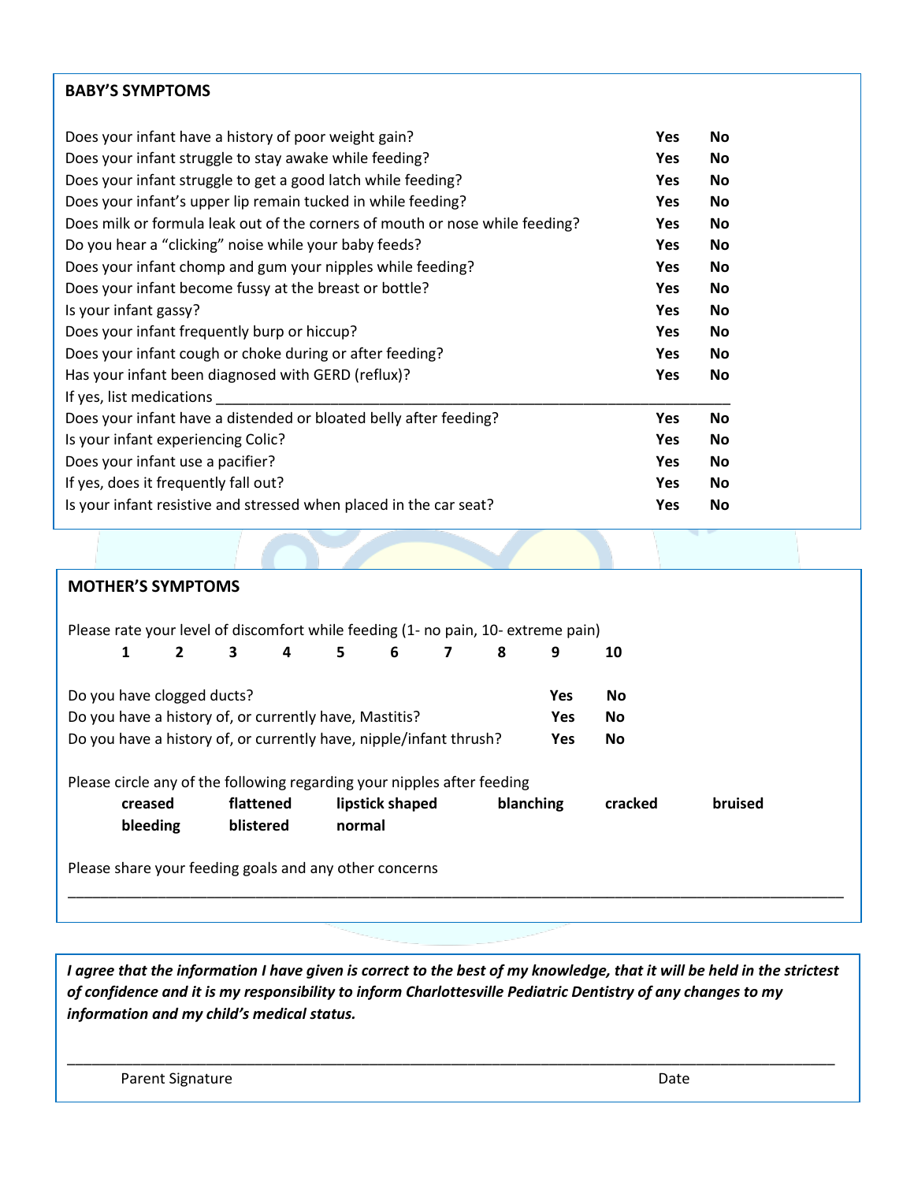## BABY'S SYMPTOMS

| | | |
|---|---|---|
| Does your infant have a history of poor weight gain? | **Yes** | **No** |
| Does your infant struggle to stay awake while feeding? | **Yes** | **No** |
| Does your infant struggle to get a good latch while feeding? | **Yes** | **No** |
| Does your infant's upper lip remain tucked in while feeding? | **Yes** | **No** |
| Does milk or formula leak out of the corners of mouth or nose while feeding? | **Yes** | **No** |
| Do you hear a "clicking" noise while your baby feeds? | **Yes** | **No** |
| Does your infant chomp and gum your nipples while feeding? | **Yes** | **No** |
| Does your infant become fussy at the breast or bottle? | **Yes** | **No** |
| Is your infant gassy? | **Yes** | **No** |
| Does your infant frequently burp or hiccup? | **Yes** | **No** |
| Does your infant cough or choke during or after feeding? | **Yes** | **No** |
| Has your infant been diagnosed with GERD (reflux)? | **Yes** | **No** |
| If yes, list medications ______________________________ | | |
| Does your infant have a distended or bloated belly after feeding? | **Yes** | **No** |
| Is your infant experiencing Colic? | **Yes** | **No** |
| Does your infant use a pacifier? | **Yes** | **No** |
| If yes, does it frequently fall out? | **Yes** | **No** |
| Is your infant resistive and stressed when placed in the car seat? | **Yes** | **No** |

## MOTHER'S SYMPTOMS

Please rate your level of discomfort while feeding (1- no pain, 10- extreme pain)

**1 2 3 4 5 6 7 8 9 10**

| | | |
|---|---|---|
| Do you have clogged ducts? | **Yes** | **No** |
| Do you have a history of, or currently have, Mastitis? | **Yes** | **No** |
| Do you have a history of, or currently have, nipple/infant thrush? | **Yes** | **No** |

Please circle any of the following regarding your nipples after feeding

**creased** **flattened** **lipstick shaped** **blanching** **cracked** **bruised**
**bleeding** **blistered** **normal**

Please share your feeding goals and any other concerns

______________________________________________________________________________

***I agree that the information I have given is correct to the best of my knowledge, that it will be held in the strictest of confidence and it is my responsibility to inform Charlottesville Pediatric Dentistry of any changes to my information and my child's medical status.***

______________________________________________________________________________

Parent Signature Date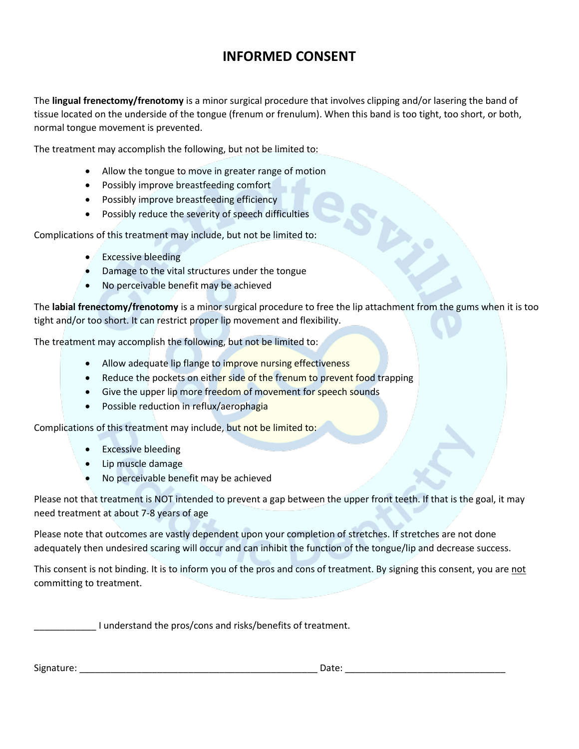# INFORMED CONSENT

The **lingual frenectomy/frenotomy** is a minor surgical procedure that involves clipping and/or lasering the band of tissue located on the underside of the tongue (frenum or frenulum). When this band is too tight, too short, or both, normal tongue movement is prevented.

The treatment may accomplish the following, but not be limited to:

- Allow the tongue to move in greater range of motion
- Possibly improve breastfeeding comfort
- Possibly improve breastfeeding efficiency
- Possibly reduce the severity of speech difficulties

Complications of this treatment may include, but not be limited to:

- Excessive bleeding
- Damage to the vital structures under the tongue
- No perceivable benefit may be achieved

The **labial frenectomy/frenotomy** is a minor surgical procedure to free the lip attachment from the gums when it is too tight and/or too short. It can restrict proper lip movement and flexibility.

The treatment may accomplish the following, but not be limited to:

- Allow adequate lip flange to improve nursing effectiveness
- Reduce the pockets on either side of the frenum to prevent food trapping
- Give the upper lip more freedom of movement for speech sounds
- Possible reduction in reflux/aerophagia

Complications of this treatment may include, but not be limited to:

- Excessive bleeding
- Lip muscle damage
- No perceivable benefit may be achieved

Please not that treatment is NOT intended to prevent a gap between the upper front teeth. If that is the goal, it may need treatment at about 7-8 years of age

Please note that outcomes are vastly dependent upon your completion of stretches. If stretches are not done adequately then undesired scaring will occur and can inhibit the function of the tongue/lip and decrease success.

This consent is not binding. It is to inform you of the pros and cons of treatment. By signing this consent, you are <u>not</u> committing to treatment.

____________ I understand the pros/cons and risks/benefits of treatment.

Signature: _______________________________________________ Date: _______________________________